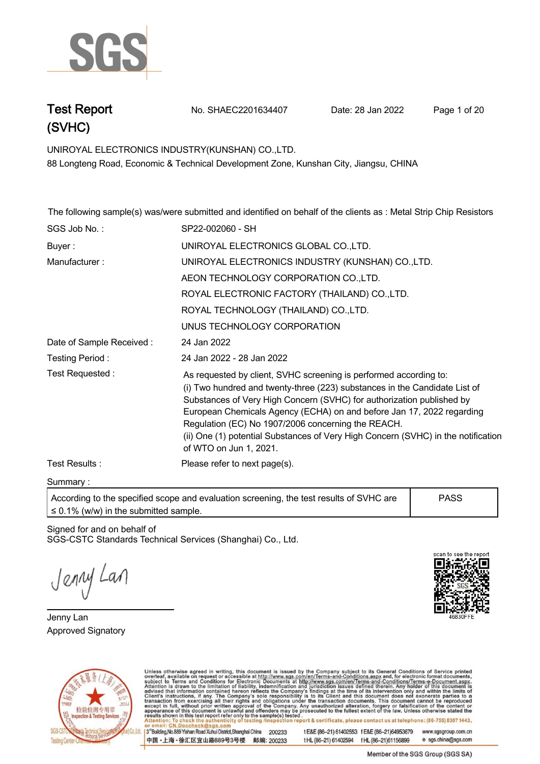SGS

# Test Report (SVHC)

No. SHAEC2201634407 Date: 28 Jan 2022

UNIROYAL ELECTRONICS INDUSTRY(KUNSHAN) CO.,LTD.
88 Longteng Road, Economic & Technical Development Zone, Kunshan City, Jiangsu, CHINA

The following sample(s) was/were submitted and identified on behalf of the clients as : Metal Strip Chip Resistors

| | |
|---|---|
| SGS Job No. : | SP22-002060 - SH |
| Buyer : | UNIROYAL ELECTRONICS GLOBAL CO.,LTD. |
| Manufacturer : | UNIROYAL ELECTRONICS INDUSTRY (KUNSHAN) CO.,LTD.<br>AEON TECHNOLOGY CORPORATION CO.,LTD.<br>ROYAL ELECTRONIC FACTORY (THAILAND) CO.,LTD.<br>ROYAL TECHNOLOGY (THAILAND) CO.,LTD.<br>UNUS TECHNOLOGY CORPORATION |
| Date of Sample Received : | 24 Jan 2022 |
| Testing Period : | 24 Jan 2022 - 28 Jan 2022 |
| Test Requested : | As requested by client, SVHC screening is performed according to:<br>(i) Two hundred and twenty-three (223) substances in the Candidate List of Substances of Very High Concern (SVHC) for authorization published by European Chemicals Agency (ECHA) on and before Jan 17, 2022 regarding Regulation (EC) No 1907/2006 concerning the REACH.<br>(ii) One (1) potential Substances of Very High Concern (SVHC) in the notification of WTO on Jun 1, 2021. |
| Test Results : | Please refer to next page(s). |

Summary :

| | |
|---|---|
| According to the specified scope and evaluation screening, the test results of SVHC are ≤ 0.1% (w/w) in the submitted sample. | PASS |

Signed for and on behalf of
SGS-CSTC Standards Technical Services (Shanghai) Co., Ltd.

Jenny Lan
Approved Signatory

scan to see the report
46830FFE

Unless otherwise agreed in writing, this document is issued by the Company subject to its General Conditions of Service printed overleaf, available on request or accessible at http://www.sgs.com/en/Terms-and-Conditions.aspx and, for electronic format documents, subject to Terms and Conditions for Electronic Documents at http://www.sgs.com/en/Terms-and-Conditions/Terms-e-Document.aspx. Attention is drawn to the limitation of liability, indemnification and jurisdiction issues defined therein. Any holder of this document is advised that information contained hereon reflects the Company's findings at the time of its intervention only and within the limits of Client's instructions, if any. The Company's sole responsibility is to its Client and this document does not exonerate parties to a transaction from exercising all their rights and obligations under the transaction documents. This document cannot be reproduced except in full, without prior written approval of the Company. Any unauthorized alteration, forgery or falsification of the content or appearance of this document is unlawful and offenders may be prosecuted to the fullest extent of the law. Unless otherwise stated the results shown in this test report refer only to the sample(s) tested.
Attention: To check the authenticity of testing /inspection report & certificate, please contact us at telephone: (86-755) 8307 1443, or email: CN.Doccheck@sgs.com

3rd Building,No.889 Yishan Road Xuhui District,Shanghai China 200233 t E&E (86–21) 61402553 f E&E (86–21)64953679 www.sgsgroup.com.cn
中国・上海・徐汇区宜山路889号3号楼 邮编: 200233 t HL (86–21) 61402594 f HL (86–21)61156899 e sgs.china@sgs.com

Member of the SGS Group (SGS SA)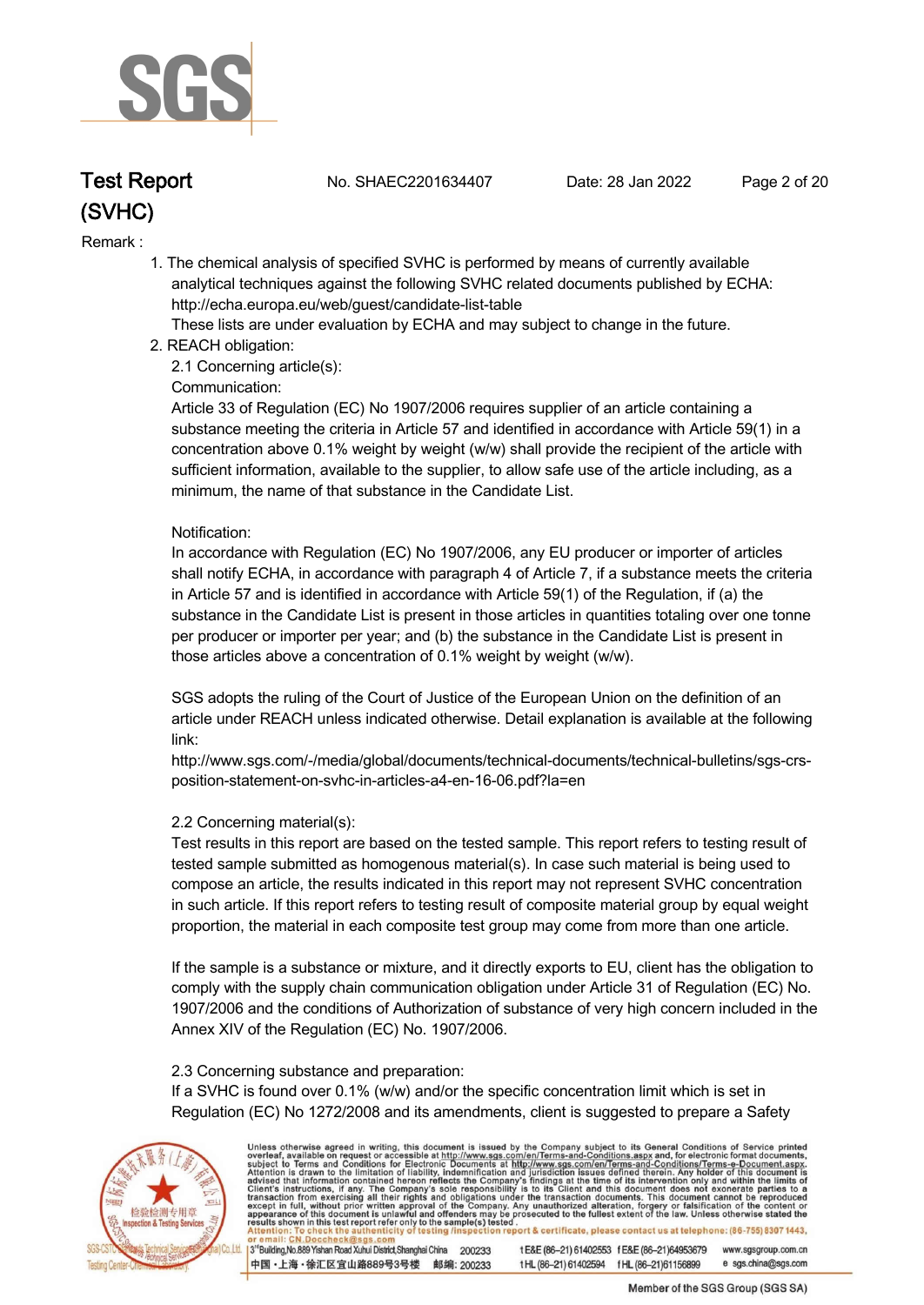Remark :

1. The chemical analysis of specified SVHC is performed by means of currently available analytical techniques against the following SVHC related documents published by ECHA: http://echa.europa.eu/web/guest/candidate-list-table
   These lists are under evaluation by ECHA and may subject to change in the future.
2. REACH obligation:
   2.1 Concerning article(s):
   Communication:
   Article 33 of Regulation (EC) No 1907/2006 requires supplier of an article containing a substance meeting the criteria in Article 57 and identified in accordance with Article 59(1) in a concentration above 0.1% weight by weight (w/w) shall provide the recipient of the article with sufficient information, available to the supplier, to allow safe use of the article including, as a minimum, the name of that substance in the Candidate List.

   Notification:
   In accordance with Regulation (EC) No 1907/2006, any EU producer or importer of articles shall notify ECHA, in accordance with paragraph 4 of Article 7, if a substance meets the criteria in Article 57 and is identified in accordance with Article 59(1) of the Regulation, if (a) the substance in the Candidate List is present in those articles in quantities totaling over one tonne per producer or importer per year; and (b) the substance in the Candidate List is present in those articles above a concentration of 0.1% weight by weight (w/w).

   SGS adopts the ruling of the Court of Justice of the European Union on the definition of an article under REACH unless indicated otherwise. Detail explanation is available at the following link:
   http://www.sgs.com/-/media/global/documents/technical-documents/technical-bulletins/sgs-crs-position-statement-on-svhc-in-articles-a4-en-16-06.pdf?la=en

   2.2 Concerning material(s):
   Test results in this report are based on the tested sample. This report refers to testing result of tested sample submitted as homogenous material(s). In case such material is being used to compose an article, the results indicated in this report may not represent SVHC concentration in such article. If this report refers to testing result of composite material group by equal weight proportion, the material in each composite test group may come from more than one article.

   If the sample is a substance or mixture, and it directly exports to EU, client has the obligation to comply with the supply chain communication obligation under Article 31 of Regulation (EC) No. 1907/2006 and the conditions of Authorization of substance of very high concern included in the Annex XIV of the Regulation (EC) No. 1907/2006.

   2.3 Concerning substance and preparation:
   If a SVHC is found over 0.1% (w/w) and/or the specific concentration limit which is set in Regulation (EC) No 1272/2008 and its amendments, client is suggested to prepare a Safety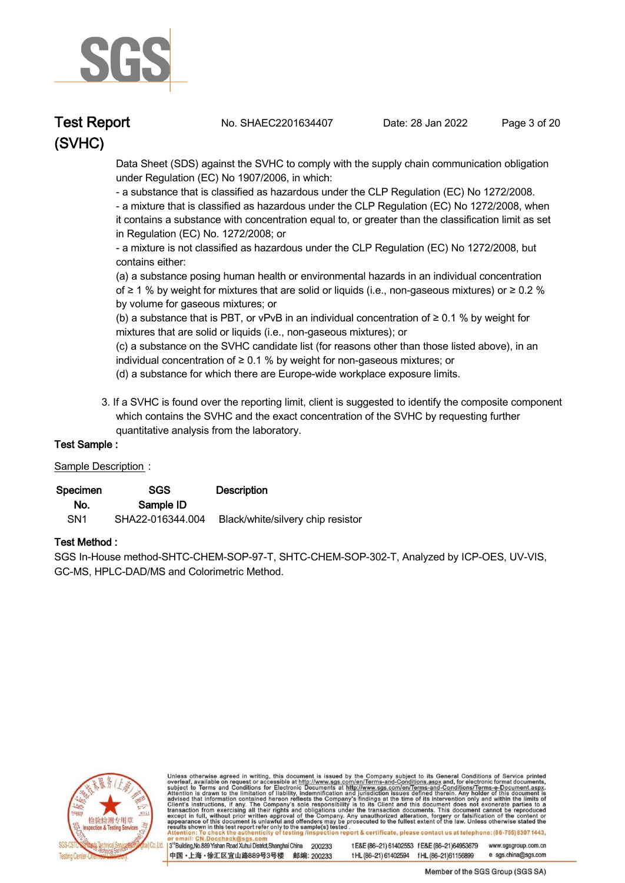Data Sheet (SDS) against the SVHC to comply with the supply chain communication obligation under Regulation (EC) No 1907/2006, in which:

- a substance that is classified as hazardous under the CLP Regulation (EC) No 1272/2008.
- a mixture that is classified as hazardous under the CLP Regulation (EC) No 1272/2008, when it contains a substance with concentration equal to, or greater than the classification limit as set in Regulation (EC) No. 1272/2008; or
- a mixture is not classified as hazardous under the CLP Regulation (EC) No 1272/2008, but contains either:

(a) a substance posing human health or environmental hazards in an individual concentration of ≥ 1 % by weight for mixtures that are solid or liquids (i.e., non-gaseous mixtures) or ≥ 0.2 % by volume for gaseous mixtures; or

(b) a substance that is PBT, or vPvB in an individual concentration of ≥ 0.1 % by weight for mixtures that are solid or liquids (i.e., non-gaseous mixtures); or

(c) a substance on the SVHC candidate list (for reasons other than those listed above), in an individual concentration of ≥ 0.1 % by weight for non-gaseous mixtures; or

(d) a substance for which there are Europe-wide workplace exposure limits.

3. If a SVHC is found over the reporting limit, client is suggested to identify the composite component which contains the SVHC and the exact concentration of the SVHC by requesting further quantitative analysis from the laboratory.

**Test Sample :**

Sample Description :

| Specimen No. | SGS Sample ID | Description |
|---|---|---|
| SN1 | SHA22-016344.004 | Black/white/silvery chip resistor |

**Test Method :**

SGS In-House method-SHTC-CHEM-SOP-97-T, SHTC-CHEM-SOP-302-T, Analyzed by ICP-OES, UV-VIS, GC-MS, HPLC-DAD/MS and Colorimetric Method.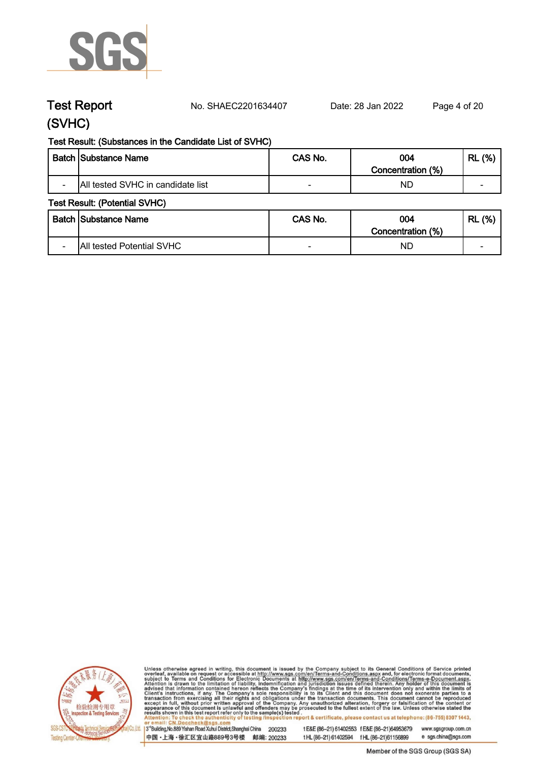# Test Report (SVHC)

No. SHAEC2201634407 Date: 28 Jan 2022

Test Result: (Substances in the Candidate List of SVHC)

| Batch | Substance Name | CAS No. | 004 Concentration (%) | RL (%) |
|---|---|---|---|---|
| - | All tested SVHC in candidate list | - | ND | - |

Test Result: (Potential SVHC)

| Batch | Substance Name | CAS No. | 004 Concentration (%) | RL (%) |
|---|---|---|---|---|
| - | All tested Potential SVHC | - | ND | - |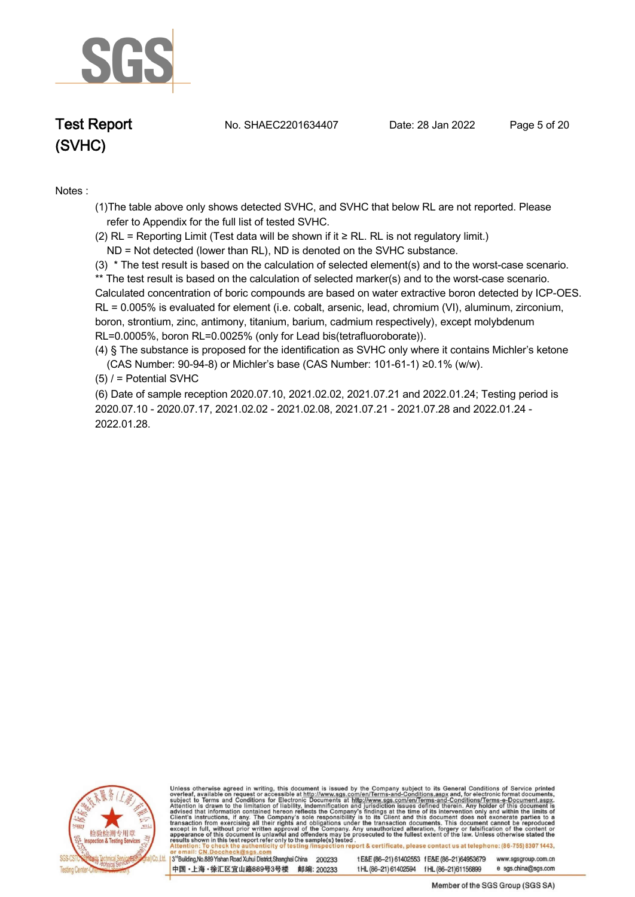Notes :

(1)The table above only shows detected SVHC, and SVHC that below RL are not reported. Please refer to Appendix for the full list of tested SVHC.

(2) RL = Reporting Limit (Test data will be shown if it ≥ RL. RL is not regulatory limit.)
ND = Not detected (lower than RL), ND is denoted on the SVHC substance.

(3) * The test result is based on the calculation of selected element(s) and to the worst-case scenario.
** The test result is based on the calculation of selected marker(s) and to the worst-case scenario.
Calculated concentration of boric compounds are based on water extractive boron detected by ICP-OES.
RL = 0.005% is evaluated for element (i.e. cobalt, arsenic, lead, chromium (VI), aluminum, zirconium, boron, strontium, zinc, antimony, titanium, barium, cadmium respectively), except molybdenum RL=0.0005%, boron RL=0.0025% (only for Lead bis(tetrafluoroborate)).

(4) § The substance is proposed for the identification as SVHC only where it contains Michler's ketone (CAS Number: 90-94-8) or Michler's base (CAS Number: 101-61-1) ≥0.1% (w/w).

(5) / = Potential SVHC

(6) Date of sample reception 2020.07.10, 2021.02.02, 2021.07.21 and 2022.01.24; Testing period is 2020.07.10 - 2020.07.17, 2021.02.02 - 2021.02.08, 2021.07.21 - 2021.07.28 and 2022.01.24 - 2022.01.28.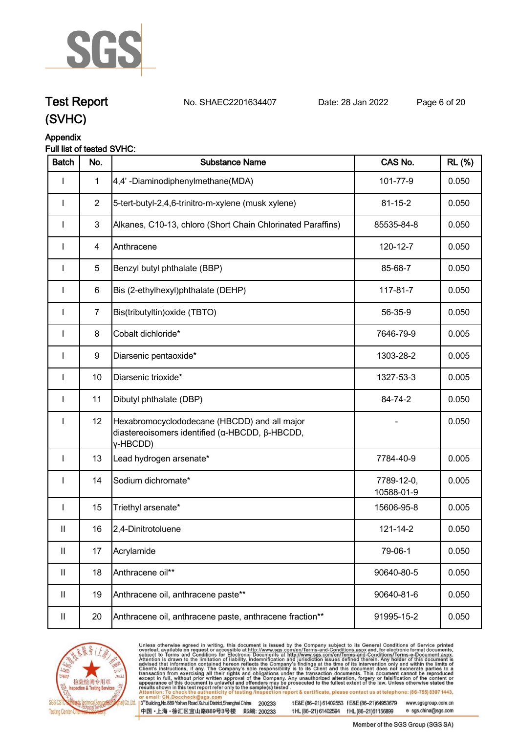# Test Report (SVHC)

No. SHAEC2201634407 Date: 28 Jan 2022

## Appendix

Full list of tested SVHC:

| Batch | No. | Substance Name | CAS No. | RL (%) |
|---|---|---|---|---|
| I | 1 | 4,4' -Diaminodiphenylmethane(MDA) | 101-77-9 | 0.050 |
| I | 2 | 5-tert-butyl-2,4,6-trinitro-m-xylene (musk xylene) | 81-15-2 | 0.050 |
| I | 3 | Alkanes, C10-13, chloro (Short Chain Chlorinated Paraffins) | 85535-84-8 | 0.050 |
| I | 4 | Anthracene | 120-12-7 | 0.050 |
| I | 5 | Benzyl butyl phthalate (BBP) | 85-68-7 | 0.050 |
| I | 6 | Bis (2-ethylhexyl)phthalate (DEHP) | 117-81-7 | 0.050 |
| I | 7 | Bis(tributyltin)oxide (TBTO) | 56-35-9 | 0.050 |
| I | 8 | Cobalt dichloride* | 7646-79-9 | 0.005 |
| I | 9 | Diarsenic pentaoxide* | 1303-28-2 | 0.005 |
| I | 10 | Diarsenic trioxide* | 1327-53-3 | 0.005 |
| I | 11 | Dibutyl phthalate (DBP) | 84-74-2 | 0.050 |
| I | 12 | Hexabromocyclododecane (HBCDD) and all major diastereoisomers identified (α-HBCDD, β-HBCDD, γ-HBCDD) | - | 0.050 |
| I | 13 | Lead hydrogen arsenate* | 7784-40-9 | 0.005 |
| I | 14 | Sodium dichromate* | 7789-12-0, 10588-01-9 | 0.005 |
| I | 15 | Triethyl arsenate* | 15606-95-8 | 0.005 |
| II | 16 | 2,4-Dinitrotoluene | 121-14-2 | 0.050 |
| II | 17 | Acrylamide | 79-06-1 | 0.050 |
| II | 18 | Anthracene oil** | 90640-80-5 | 0.050 |
| II | 19 | Anthracene oil, anthracene paste** | 90640-81-6 | 0.050 |
| II | 20 | Anthracene oil, anthracene paste, anthracene fraction** | 91995-15-2 | 0.050 |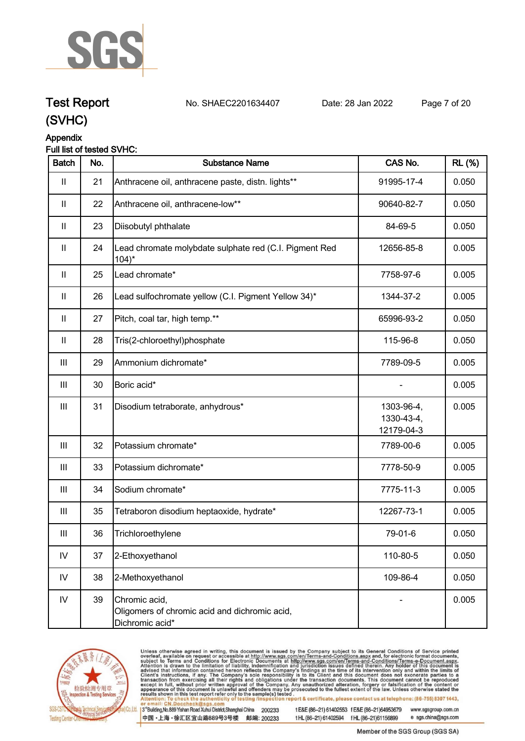# Test Report (SVHC)

No. SHAEC2201634407 Date: 28 Jan 2022

## Appendix

Full list of tested SVHC:

| Batch | No. | Substance Name | CAS No. | RL (%) |
|---|---|---|---|---|
| II | 21 | Anthracene oil, anthracene paste, distn. lights** | 91995-17-4 | 0.050 |
| II | 22 | Anthracene oil, anthracene-low** | 90640-82-7 | 0.050 |
| II | 23 | Diisobutyl phthalate | 84-69-5 | 0.050 |
| II | 24 | Lead chromate molybdate sulphate red (C.I. Pigment Red 104)* | 12656-85-8 | 0.005 |
| II | 25 | Lead chromate* | 7758-97-6 | 0.005 |
| II | 26 | Lead sulfochromate yellow (C.I. Pigment Yellow 34)* | 1344-37-2 | 0.005 |
| II | 27 | Pitch, coal tar, high temp.** | 65996-93-2 | 0.050 |
| II | 28 | Tris(2-chloroethyl)phosphate | 115-96-8 | 0.050 |
| III | 29 | Ammonium dichromate* | 7789-09-5 | 0.005 |
| III | 30 | Boric acid* | - | 0.005 |
| III | 31 | Disodium tetraborate, anhydrous* | 1303-96-4, 1330-43-4, 12179-04-3 | 0.005 |
| III | 32 | Potassium chromate* | 7789-00-6 | 0.005 |
| III | 33 | Potassium dichromate* | 7778-50-9 | 0.005 |
| III | 34 | Sodium chromate* | 7775-11-3 | 0.005 |
| III | 35 | Tetraboron disodium heptaoxide, hydrate* | 12267-73-1 | 0.005 |
| III | 36 | Trichloroethylene | 79-01-6 | 0.050 |
| IV | 37 | 2-Ethoxyethanol | 110-80-5 | 0.050 |
| IV | 38 | 2-Methoxyethanol | 109-86-4 | 0.050 |
| IV | 39 | Chromic acid, Oligomers of chromic acid and dichromic acid, Dichromic acid* | - | 0.005 |

Unless otherwise agreed in writing, this document is issued by the Company subject to its General Conditions of Service printed overleaf, available on request or accessible at http://www.sgs.com/en/Terms-and-Conditions.aspx and, for electronic format documents, subject to Terms and Conditions for Electronic Documents at http://www.sgs.com/en/Terms-and-Conditions/Terms-e-Document.aspx. Attention is drawn to the limitation of liability, indemnification and jurisdiction issues defined therein. Any holder of this document is advised that information contained hereon reflects the Company's findings at the time of its intervention only and within the limits of Client's instructions, if any. The Company's sole responsibility is to its Client and this document does not exonerate parties to a transaction from exercising all their rights and obligations under the transaction documents. This document cannot be reproduced except in full, without prior written approval of the Company. Any unauthorized alteration, forgery or falsification of the content or appearance of this document is unlawful and offenders may be prosecuted to the fullest extent of the law. Unless otherwise stated the results shown in this test report refer only to the sample(s) tested.

Attention: To check the authenticity of testing /inspection report & certificate, please contact us at telephone: (86-755) 8307 1443, or email: CN.Doccheck@sgs.com

3rd Building,No.889 Yishan Road Xuhui District,Shanghai China 200233 t E&E (86–21) 61402553 f E&E (86–21)64953679 www.sgsgroup.com.cn

中国・上海・徐汇区宜山路889号3号楼 邮编: 200233 t HL (86–21) 61402594 f HL (86–21)61156899 e sgs.china@sgs.com

Member of the SGS Group (SGS SA)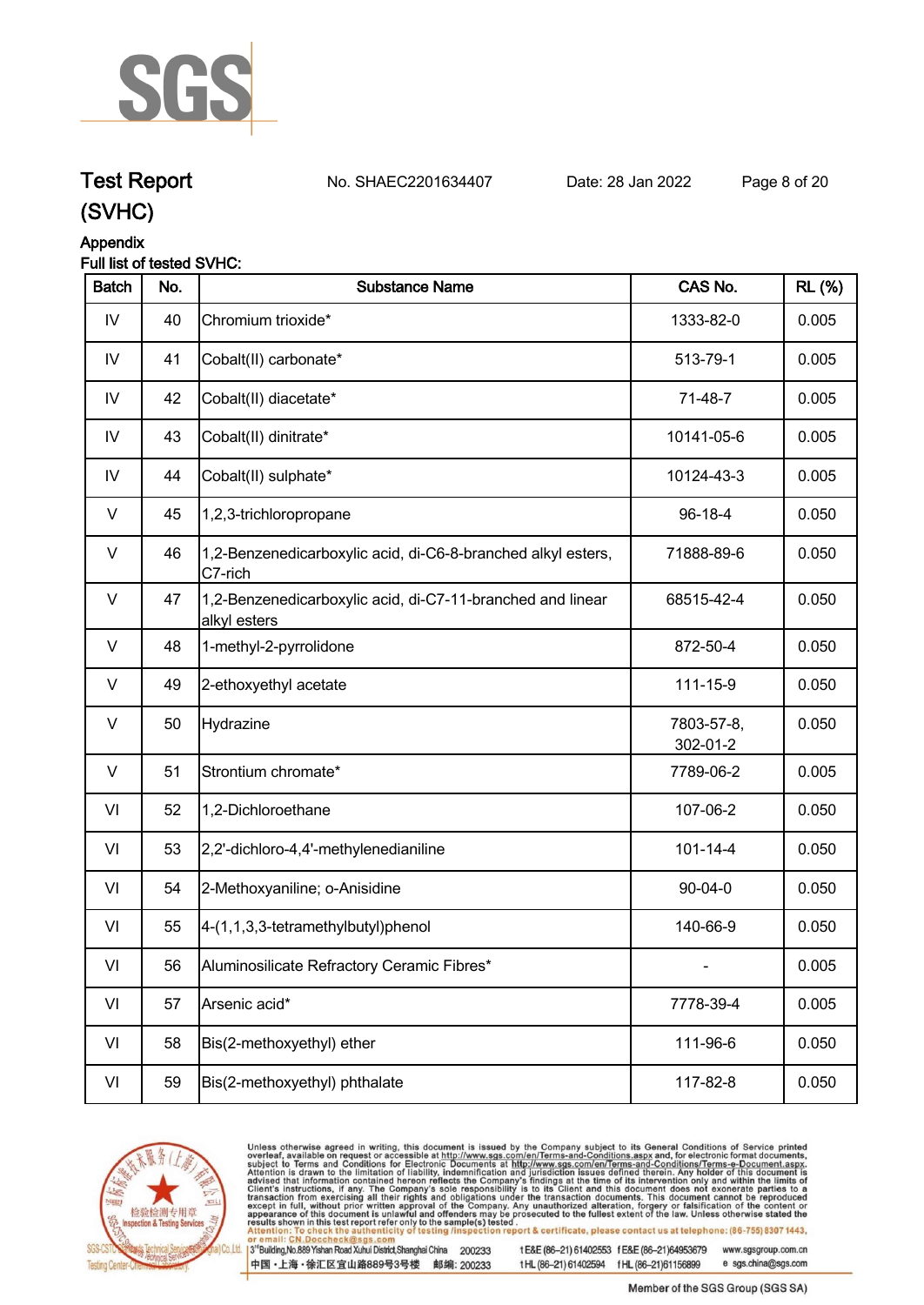# Test Report (SVHC)

No. SHAEC2201634407 Date: 28 Jan 2022

## Appendix

Full list of tested SVHC:

| Batch | No. | Substance Name | CAS No. | RL (%) |
|---|---|---|---|---|
| IV | 40 | Chromium trioxide* | 1333-82-0 | 0.005 |
| IV | 41 | Cobalt(II) carbonate* | 513-79-1 | 0.005 |
| IV | 42 | Cobalt(II) diacetate* | 71-48-7 | 0.005 |
| IV | 43 | Cobalt(II) dinitrate* | 10141-05-6 | 0.005 |
| IV | 44 | Cobalt(II) sulphate* | 10124-43-3 | 0.005 |
| V | 45 | 1,2,3-trichloropropane | 96-18-4 | 0.050 |
| V | 46 | 1,2-Benzenedicarboxylic acid, di-C6-8-branched alkyl esters, C7-rich | 71888-89-6 | 0.050 |
| V | 47 | 1,2-Benzenedicarboxylic acid, di-C7-11-branched and linear alkyl esters | 68515-42-4 | 0.050 |
| V | 48 | 1-methyl-2-pyrrolidone | 872-50-4 | 0.050 |
| V | 49 | 2-ethoxyethyl acetate | 111-15-9 | 0.050 |
| V | 50 | Hydrazine | 7803-57-8, 302-01-2 | 0.050 |
| V | 51 | Strontium chromate* | 7789-06-2 | 0.005 |
| VI | 52 | 1,2-Dichloroethane | 107-06-2 | 0.050 |
| VI | 53 | 2,2'-dichloro-4,4'-methylenedianiline | 101-14-4 | 0.050 |
| VI | 54 | 2-Methoxyaniline; o-Anisidine | 90-04-0 | 0.050 |
| VI | 55 | 4-(1,1,3,3-tetramethylbutyl)phenol | 140-66-9 | 0.050 |
| VI | 56 | Aluminosilicate Refractory Ceramic Fibres* | - | 0.005 |
| VI | 57 | Arsenic acid* | 7778-39-4 | 0.005 |
| VI | 58 | Bis(2-methoxyethyl) ether | 111-96-6 | 0.050 |
| VI | 59 | Bis(2-methoxyethyl) phthalate | 117-82-8 | 0.050 |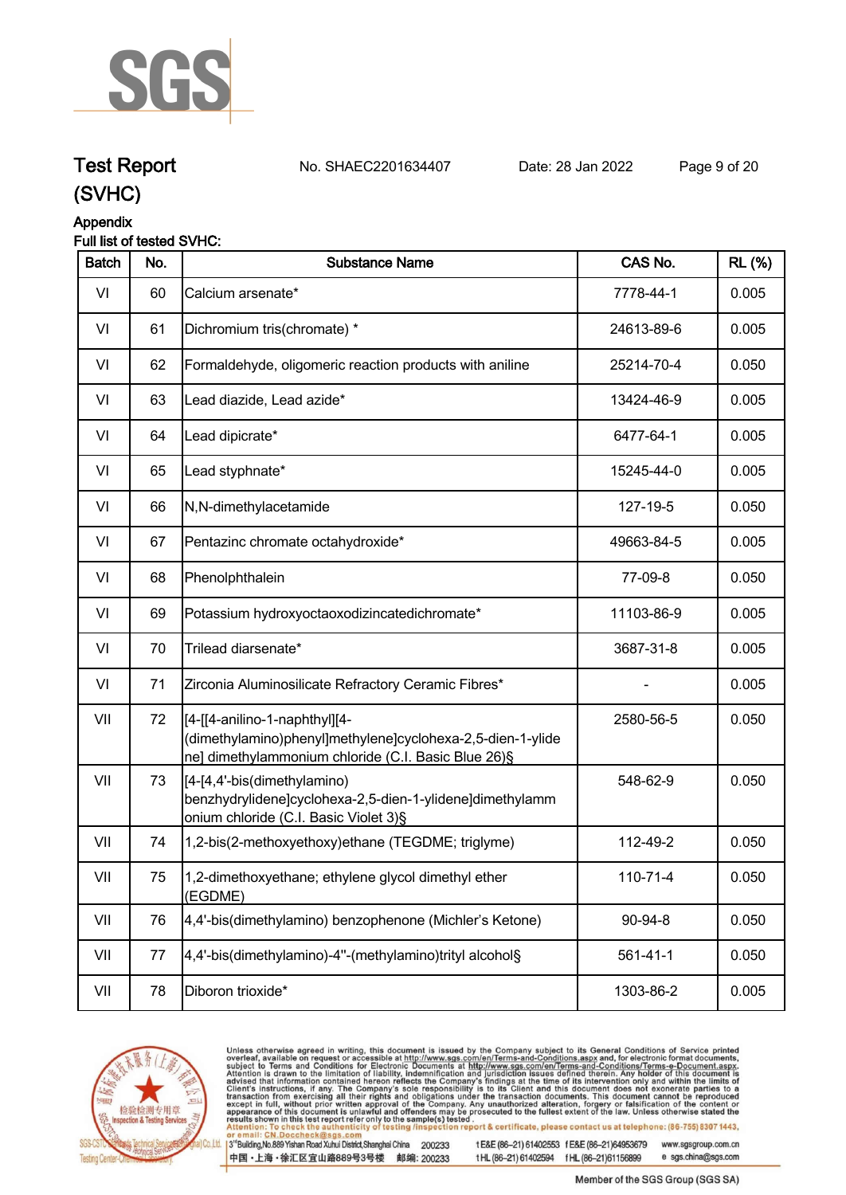# Test Report (SVHC)

No. SHAEC2201634407 Date: 28 Jan 2022

**Appendix**

**Full list of tested SVHC:**

| Batch | No. | Substance Name | CAS No. | RL (%) |
|---|---|---|---|---|
| VI | 60 | Calcium arsenate* | 7778-44-1 | 0.005 |
| VI | 61 | Dichromium tris(chromate) * | 24613-89-6 | 0.005 |
| VI | 62 | Formaldehyde, oligomeric reaction products with aniline | 25214-70-4 | 0.050 |
| VI | 63 | Lead diazide, Lead azide* | 13424-46-9 | 0.005 |
| VI | 64 | Lead dipicrate* | 6477-64-1 | 0.005 |
| VI | 65 | Lead styphnate* | 15245-44-0 | 0.005 |
| VI | 66 | N,N-dimethylacetamide | 127-19-5 | 0.050 |
| VI | 67 | Pentazinc chromate octahydroxide* | 49663-84-5 | 0.005 |
| VI | 68 | Phenolphthalein | 77-09-8 | 0.050 |
| VI | 69 | Potassium hydroxyoctaoxodizincatedichromate* | 11103-86-9 | 0.005 |
| VI | 70 | Trilead diarsenate* | 3687-31-8 | 0.005 |
| VI | 71 | Zirconia Aluminosilicate Refractory Ceramic Fibres* | - | 0.005 |
| VII | 72 | [4-[[4-anilino-1-naphthyl][4-(dimethylamino)phenyl]methylene]cyclohexa-2,5-dien-1-ylidene] dimethylammonium chloride (C.I. Basic Blue 26)§ | 2580-56-5 | 0.050 |
| VII | 73 | [4-[4,4'-bis(dimethylamino) benzhydrylidene]cyclohexa-2,5-dien-1-ylidene]dimethylammonium chloride (C.I. Basic Violet 3)§ | 548-62-9 | 0.050 |
| VII | 74 | 1,2-bis(2-methoxyethoxy)ethane (TEGDME; triglyme) | 112-49-2 | 0.050 |
| VII | 75 | 1,2-dimethoxyethane; ethylene glycol dimethyl ether (EGDME) | 110-71-4 | 0.050 |
| VII | 76 | 4,4'-bis(dimethylamino) benzophenone (Michler's Ketone) | 90-94-8 | 0.050 |
| VII | 77 | 4,4'-bis(dimethylamino)-4''-(methylamino)trityl alcohol§ | 561-41-1 | 0.050 |
| VII | 78 | Diboron trioxide* | 1303-86-2 | 0.005 |

Unless otherwise agreed in writing, this document is issued by the Company subject to its General Conditions of Service printed overleaf, available on request or accessible at http://www.sgs.com/en/Terms-and-Conditions.aspx and, for electronic format documents, subject to Terms and Conditions for Electronic Documents at http://www.sgs.com/en/Terms-and-Conditions/Terms-e-Document.aspx. Attention is drawn to the limitation of liability, indemnification and jurisdiction issues defined therein. Any holder of this document is advised that information contained hereon reflects the Company's findings at the time of its intervention only and within the limits of Client's instructions, if any. The Company's sole responsibility is to its Client and this document does not exonerate parties to a transaction from exercising all their rights and obligations under the transaction documents. This document cannot be reproduced except in full, without prior written approval of the Company. Any unauthorized alteration, forgery or falsification of the content or appearance of this document is unlawful and offenders may be prosecuted to the fullest extent of the law. Unless otherwise stated the results shown in this test report refer only to the sample(s) tested.
Attention: To check the authenticity of testing /inspection report & certificate, please contact us at telephone: (86-755) 8307 1443, or email: CN.Doccheck@sgs.com

3rd Building, No.889 Yishan Road Xuhui District, Shanghai China 200233 t E&E (86-21) 61402553 f E&E (86-21)64953679 www.sgsgroup.com.cn
中国・上海・徐汇区宜山路889号3号楼 邮编: 200233 t HL (86-21) 61402594 f HL (86-21)61156899 e sgs.china@sgs.com

Member of the SGS Group (SGS SA)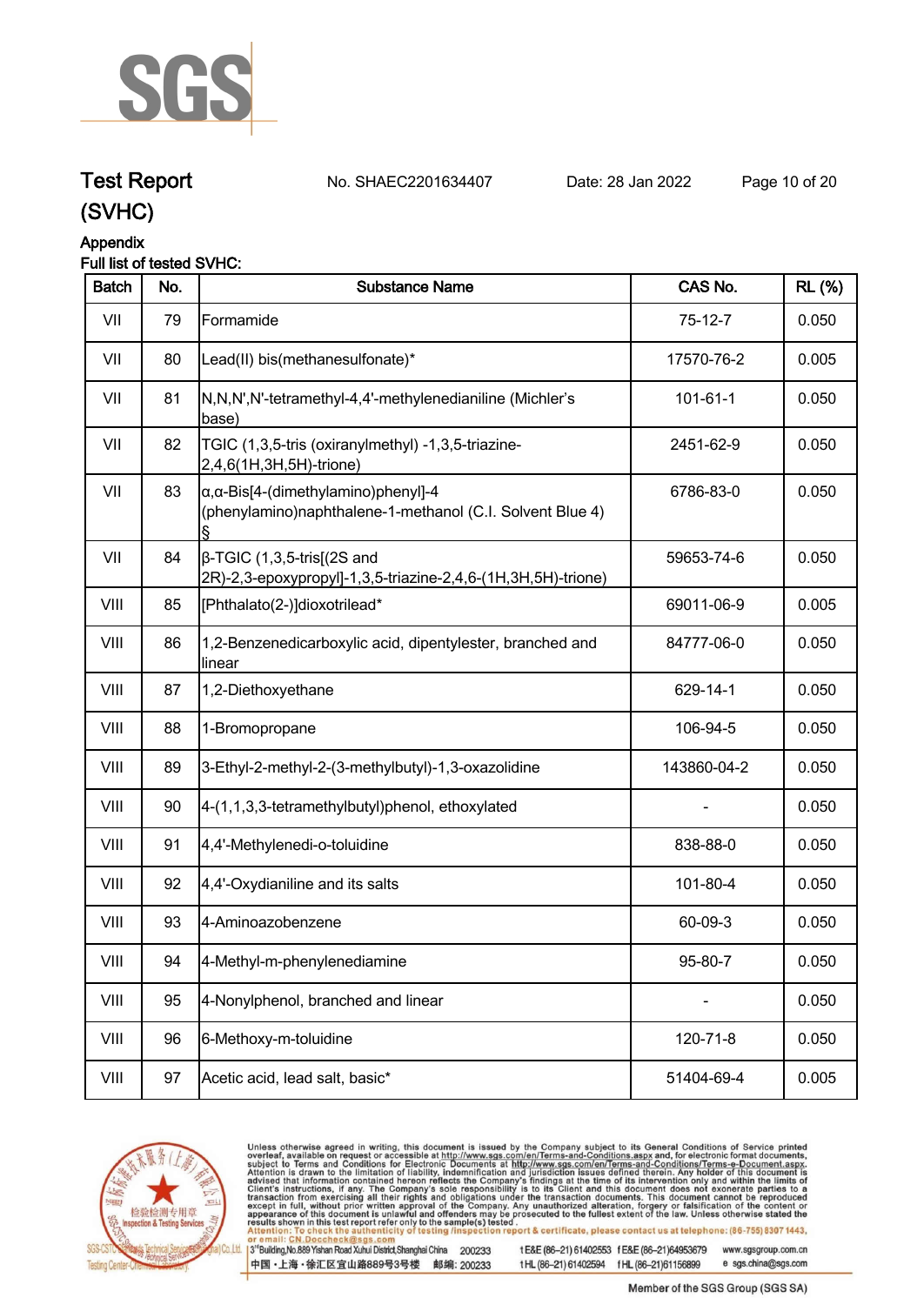## Test Report (SVHC)

No. SHAEC2201634407 Date: 28 Jan 2022

### Appendix

Full list of tested SVHC:

| Batch | No. | Substance Name | CAS No. | RL (%) |
|---|---|---|---|---|
| VII | 79 | Formamide | 75-12-7 | 0.050 |
| VII | 80 | Lead(II) bis(methanesulfonate)* | 17570-76-2 | 0.005 |
| VII | 81 | N,N,N',N'-tetramethyl-4,4'-methylenedianiline (Michler's base) | 101-61-1 | 0.050 |
| VII | 82 | TGIC (1,3,5-tris (oxiranylmethyl) -1,3,5-triazine-2,4,6(1H,3H,5H)-trione) | 2451-62-9 | 0.050 |
| VII | 83 | α,α-Bis[4-(dimethylamino)phenyl]-4 (phenylamino)naphthalene-1-methanol (C.I. Solvent Blue 4) § | 6786-83-0 | 0.050 |
| VII | 84 | β-TGIC (1,3,5-tris[(2S and 2R)-2,3-epoxypropyl]-1,3,5-triazine-2,4,6-(1H,3H,5H)-trione) | 59653-74-6 | 0.050 |
| VIII | 85 | [Phthalato(2-)]dioxotrilead* | 69011-06-9 | 0.005 |
| VIII | 86 | 1,2-Benzenedicarboxylic acid, dipentylester, branched and linear | 84777-06-0 | 0.050 |
| VIII | 87 | 1,2-Diethoxyethane | 629-14-1 | 0.050 |
| VIII | 88 | 1-Bromopropane | 106-94-5 | 0.050 |
| VIII | 89 | 3-Ethyl-2-methyl-2-(3-methylbutyl)-1,3-oxazolidine | 143860-04-2 | 0.050 |
| VIII | 90 | 4-(1,1,3,3-tetramethylbutyl)phenol, ethoxylated | - | 0.050 |
| VIII | 91 | 4,4'-Methylenedi-o-toluidine | 838-88-0 | 0.050 |
| VIII | 92 | 4,4'-Oxydianiline and its salts | 101-80-4 | 0.050 |
| VIII | 93 | 4-Aminoazobenzene | 60-09-3 | 0.050 |
| VIII | 94 | 4-Methyl-m-phenylenediamine | 95-80-7 | 0.050 |
| VIII | 95 | 4-Nonylphenol, branched and linear | - | 0.050 |
| VIII | 96 | 6-Methoxy-m-toluidine | 120-71-8 | 0.050 |
| VIII | 97 | Acetic acid, lead salt, basic* | 51404-69-4 | 0.005 |

Unless otherwise agreed in writing, this document is issued by the Company subject to its General Conditions of Service printed overleaf, available on request or accessible at http://www.sgs.com/en/Terms-and-Conditions.aspx and, for electronic format documents, subject to Terms and Conditions for Electronic Documents at http://www.sgs.com/en/Terms-and-Conditions/Terms-e-Document.aspx. Attention is drawn to the limitation of liability, indemnification and jurisdiction issues defined therein. Any holder of this document is advised that information contained hereon reflects the Company's findings at the time of its intervention only and within the limits of Client's instructions, if any. The Company's sole responsibility is to its Client and this document does not exonerate parties to a transaction from exercising all their rights and obligations under the transaction documents. This document cannot be reproduced except in full, without prior written approval of the Company. Any unauthorized alteration, forgery or falsification of the content or appearance of this document is unlawful and offenders may be prosecuted to the fullest extent of the law. Unless otherwise stated the results shown in this test report refer only to the sample(s) tested.

Attention: To check the authenticity of testing /inspection report & certificate, please contact us at telephone: (86-755) 8307 1443, or email: CN.Doccheck@sgs.com

3rd Building, No.889 Yishan Road Xuhui District, Shanghai China 200233 t E&E (86–21) 61402553 f E&E (86–21)64953679 www.sgsgroup.com.cn

中国・上海・徐汇区宜山路889号3号楼 邮编: 200233 t HL (86–21) 61402594 f HL (86–21)61156899 e sgs.china@sgs.com

Member of the SGS Group (SGS SA)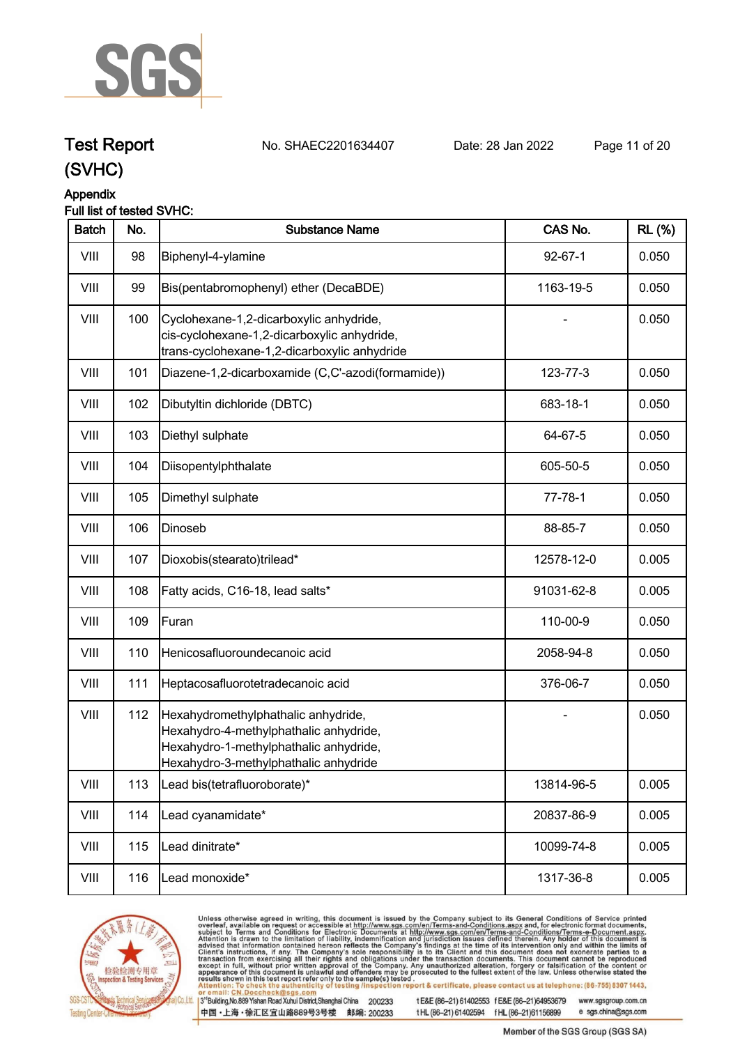# Test Report (SVHC)

No. SHAEC2201634407 Date: 28 Jan 2022

## Appendix

Full list of tested SVHC:

| Batch | No. | Substance Name | CAS No. | RL (%) |
|---|---|---|---|---|
| VIII | 98 | Biphenyl-4-ylamine | 92-67-1 | 0.050 |
| VIII | 99 | Bis(pentabromophenyl) ether (DecaBDE) | 1163-19-5 | 0.050 |
| VIII | 100 | Cyclohexane-1,2-dicarboxylic anhydride, cis-cyclohexane-1,2-dicarboxylic anhydride, trans-cyclohexane-1,2-dicarboxylic anhydride | - | 0.050 |
| VIII | 101 | Diazene-1,2-dicarboxamide (C,C'-azodi(formamide)) | 123-77-3 | 0.050 |
| VIII | 102 | Dibutyltin dichloride (DBTC) | 683-18-1 | 0.050 |
| VIII | 103 | Diethyl sulphate | 64-67-5 | 0.050 |
| VIII | 104 | Diisopentylphthalate | 605-50-5 | 0.050 |
| VIII | 105 | Dimethyl sulphate | 77-78-1 | 0.050 |
| VIII | 106 | Dinoseb | 88-85-7 | 0.050 |
| VIII | 107 | Dioxobis(stearato)trilead* | 12578-12-0 | 0.005 |
| VIII | 108 | Fatty acids, C16-18, lead salts* | 91031-62-8 | 0.005 |
| VIII | 109 | Furan | 110-00-9 | 0.050 |
| VIII | 110 | Henicosafluoroundecanoic acid | 2058-94-8 | 0.050 |
| VIII | 111 | Heptacosafluorotetradecanoic acid | 376-06-7 | 0.050 |
| VIII | 112 | Hexahydromethylphathalic anhydride, Hexahydro-4-methylphathalic anhydride, Hexahydro-1-methylphathalic anhydride, Hexahydro-3-methylphathalic anhydride | - | 0.050 |
| VIII | 113 | Lead bis(tetrafluoroborate)* | 13814-96-5 | 0.005 |
| VIII | 114 | Lead cyanamidate* | 20837-86-9 | 0.005 |
| VIII | 115 | Lead dinitrate* | 10099-74-8 | 0.005 |
| VIII | 116 | Lead monoxide* | 1317-36-8 | 0.005 |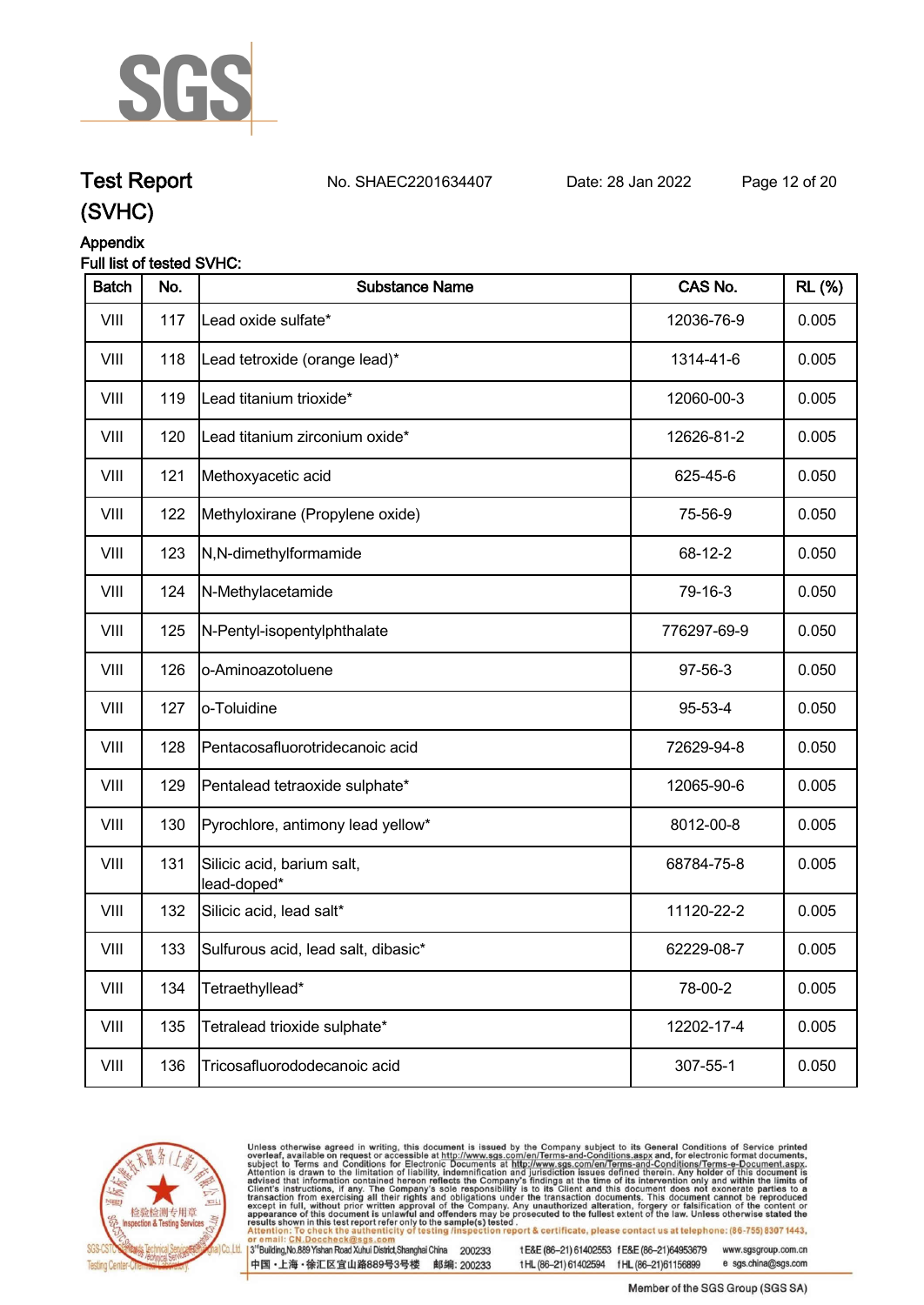# Test Report (SVHC)

No. SHAEC2201634407 Date: 28 Jan 2022

## Appendix

Full list of tested SVHC:

| Batch | No. | Substance Name | CAS No. | RL (%) |
|---|---|---|---|---|
| VIII | 117 | Lead oxide sulfate* | 12036-76-9 | 0.005 |
| VIII | 118 | Lead tetroxide (orange lead)* | 1314-41-6 | 0.005 |
| VIII | 119 | Lead titanium trioxide* | 12060-00-3 | 0.005 |
| VIII | 120 | Lead titanium zirconium oxide* | 12626-81-2 | 0.005 |
| VIII | 121 | Methoxyacetic acid | 625-45-6 | 0.050 |
| VIII | 122 | Methyloxirane (Propylene oxide) | 75-56-9 | 0.050 |
| VIII | 123 | N,N-dimethylformamide | 68-12-2 | 0.050 |
| VIII | 124 | N-Methylacetamide | 79-16-3 | 0.050 |
| VIII | 125 | N-Pentyl-isopentylphthalate | 776297-69-9 | 0.050 |
| VIII | 126 | o-Aminoazotoluene | 97-56-3 | 0.050 |
| VIII | 127 | o-Toluidine | 95-53-4 | 0.050 |
| VIII | 128 | Pentacosafluorotridecanoic acid | 72629-94-8 | 0.050 |
| VIII | 129 | Pentalead tetraoxide sulphate* | 12065-90-6 | 0.005 |
| VIII | 130 | Pyrochlore, antimony lead yellow* | 8012-00-8 | 0.005 |
| VIII | 131 | Silicic acid, barium salt, lead-doped* | 68784-75-8 | 0.005 |
| VIII | 132 | Silicic acid, lead salt* | 11120-22-2 | 0.005 |
| VIII | 133 | Sulfurous acid, lead salt, dibasic* | 62229-08-7 | 0.005 |
| VIII | 134 | Tetraethyllead* | 78-00-2 | 0.005 |
| VIII | 135 | Tetralead trioxide sulphate* | 12202-17-4 | 0.005 |
| VIII | 136 | Tricosafluorododecanoic acid | 307-55-1 | 0.050 |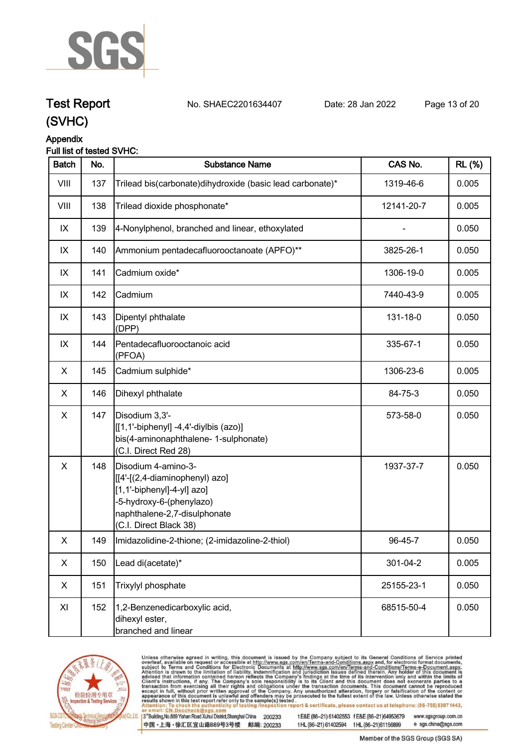# Test Report (SVHC)

No. SHAEC2201634407　　Date: 28 Jan 2022

## Appendix

Full list of tested SVHC:

| Batch | No. | Substance Name | CAS No. | RL (%) |
|---|---|---|---|---|
| VIII | 137 | Trilead bis(carbonate)dihydroxide (basic lead carbonate)* | 1319-46-6 | 0.005 |
| VIII | 138 | Trilead dioxide phosphonate* | 12141-20-7 | 0.005 |
| IX | 139 | 4-Nonylphenol, branched and linear, ethoxylated | - | 0.050 |
| IX | 140 | Ammonium pentadecafluorooctanoate (APFO)** | 3825-26-1 | 0.050 |
| IX | 141 | Cadmium oxide* | 1306-19-0 | 0.005 |
| IX | 142 | Cadmium | 7440-43-9 | 0.005 |
| IX | 143 | Dipentyl phthalate (DPP) | 131-18-0 | 0.050 |
| IX | 144 | Pentadecafluorooctanoic acid (PFOA) | 335-67-1 | 0.050 |
| X | 145 | Cadmium sulphide* | 1306-23-6 | 0.005 |
| X | 146 | Dihexyl phthalate | 84-75-3 | 0.050 |
| X | 147 | Disodium 3,3'-[[1,1'-biphenyl] -4,4'-diylbis (azo)] bis(4-aminonaphthalene- 1-sulphonate) (C.I. Direct Red 28) | 573-58-0 | 0.050 |
| X | 148 | Disodium 4-amino-3-[[4'-[(2,4-diaminophenyl) azo] [1,1'-biphenyl]-4-yl] azo] -5-hydroxy-6-(phenylazo) naphthalene-2,7-disulphonate (C.I. Direct Black 38) | 1937-37-7 | 0.050 |
| X | 149 | Imidazolidine-2-thione; (2-imidazoline-2-thiol) | 96-45-7 | 0.050 |
| X | 150 | Lead di(acetate)* | 301-04-2 | 0.005 |
| X | 151 | Trixylyl phosphate | 25155-23-1 | 0.050 |
| XI | 152 | 1,2-Benzenedicarboxylic acid, dihexyl ester, branched and linear | 68515-50-4 | 0.050 |

Unless otherwise agreed in writing, this document is issued by the Company subject to its General Conditions of Service printed overleaf, available on request or accessible at http://www.sgs.com/en/Terms-and-Conditions.aspx and, for electronic format documents, subject to Terms and Conditions for Electronic Documents at http://www.sgs.com/en/Terms-and-Conditions/Terms-e-Document.aspx. Attention is drawn to the limitation of liability, indemnification and jurisdiction issues defined therein. Any holder of this document is advised that information contained hereon reflects the Company's findings at the time of its intervention only and within the limits of Client's instructions, if any. The Company's sole responsibility is to its Client and this document does not exonerate parties to a transaction from exercising all their rights and obligations under the transaction documents. This document cannot be reproduced except in full, without prior written approval of the Company. Any unauthorized alteration, forgery or falsification of the content or appearance of this document is unlawful and offenders may be prosecuted to the fullest extent of the law. Unless otherwise stated the results shown in this test report refer only to the sample(s) tested.

Attention: To check the authenticity of testing /inspection report & certificate, please contact us at telephone: (86-755) 8307 1443, or email: CN.Doccheck@sgs.com

3rd Building, No.889 Yishan Road Xuhui District, Shanghai China 200233　t E&E (86–21) 61402553　f E&E (86–21)64953679　www.sgsgroup.com.cn

中国・上海・徐汇区宜山路889号3号楼　邮编: 200233　t HL (86–21) 61402594　f HL (86–21)61156899　e sgs.china@sgs.com

Member of the SGS Group (SGS SA)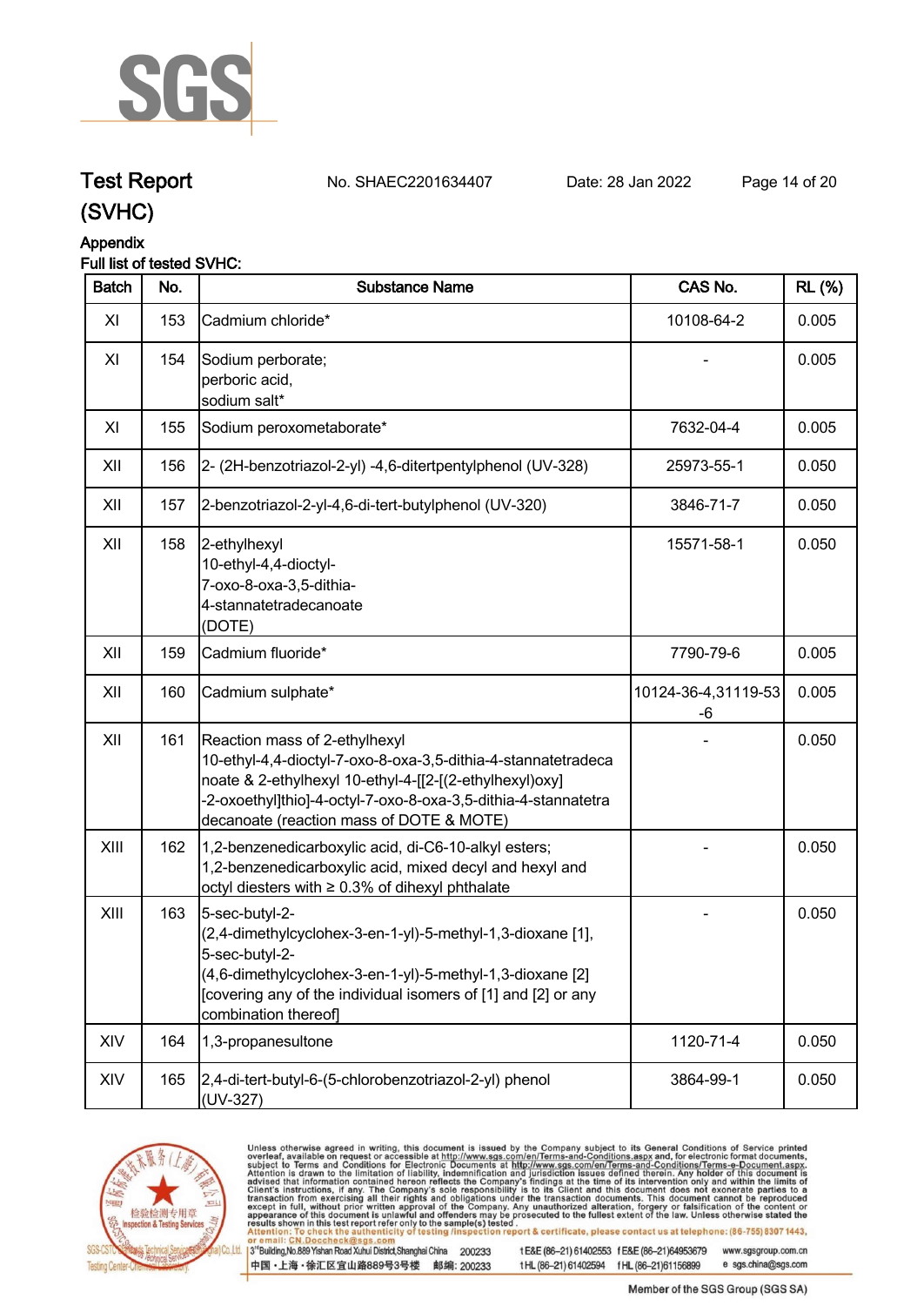Test Report (SVHC) No. SHAEC2201634407 Date: 28 Jan 2022

Appendix

Full list of tested SVHC:

| Batch | No. | Substance Name | CAS No. | RL (%) |
|---|---|---|---|---|
| XI | 153 | Cadmium chloride* | 10108-64-2 | 0.005 |
| XI | 154 | Sodium perborate; perboric acid, sodium salt* | - | 0.005 |
| XI | 155 | Sodium peroxometaborate* | 7632-04-4 | 0.005 |
| XII | 156 | 2- (2H-benzotriazol-2-yl) -4,6-ditertpentylphenol (UV-328) | 25973-55-1 | 0.050 |
| XII | 157 | 2-benzotriazol-2-yl-4,6-di-tert-butylphenol (UV-320) | 3846-71-7 | 0.050 |
| XII | 158 | 2-ethylhexyl 10-ethyl-4,4-dioctyl-7-oxo-8-oxa-3,5-dithia-4-stannatetradecanoate (DOTE) | 15571-58-1 | 0.050 |
| XII | 159 | Cadmium fluoride* | 7790-79-6 | 0.005 |
| XII | 160 | Cadmium sulphate* | 10124-36-4,31119-53-6 | 0.005 |
| XII | 161 | Reaction mass of 2-ethylhexyl 10-ethyl-4,4-dioctyl-7-oxo-8-oxa-3,5-dithia-4-stannatetradecanoate & 2-ethylhexyl 10-ethyl-4-[[2-[(2-ethylhexyl)oxy]-2-oxoethyl]thio]-4-octyl-7-oxo-8-oxa-3,5-dithia-4-stannatetradecanoate (reaction mass of DOTE & MOTE) | - | 0.050 |
| XIII | 162 | 1,2-benzenedicarboxylic acid, di-C6-10-alkyl esters; 1,2-benzenedicarboxylic acid, mixed decyl and hexyl and octyl diesters with ≥ 0.3% of dihexyl phthalate | - | 0.050 |
| XIII | 163 | 5-sec-butyl-2-(2,4-dimethylcyclohex-3-en-1-yl)-5-methyl-1,3-dioxane [1], 5-sec-butyl-2-(4,6-dimethylcyclohex-3-en-1-yl)-5-methyl-1,3-dioxane [2] [covering any of the individual isomers of [1] and [2] or any combination thereof] | - | 0.050 |
| XIV | 164 | 1,3-propanesultone | 1120-71-4 | 0.050 |
| XIV | 165 | 2,4-di-tert-butyl-6-(5-chlorobenzotriazol-2-yl) phenol (UV-327) | 3864-99-1 | 0.050 |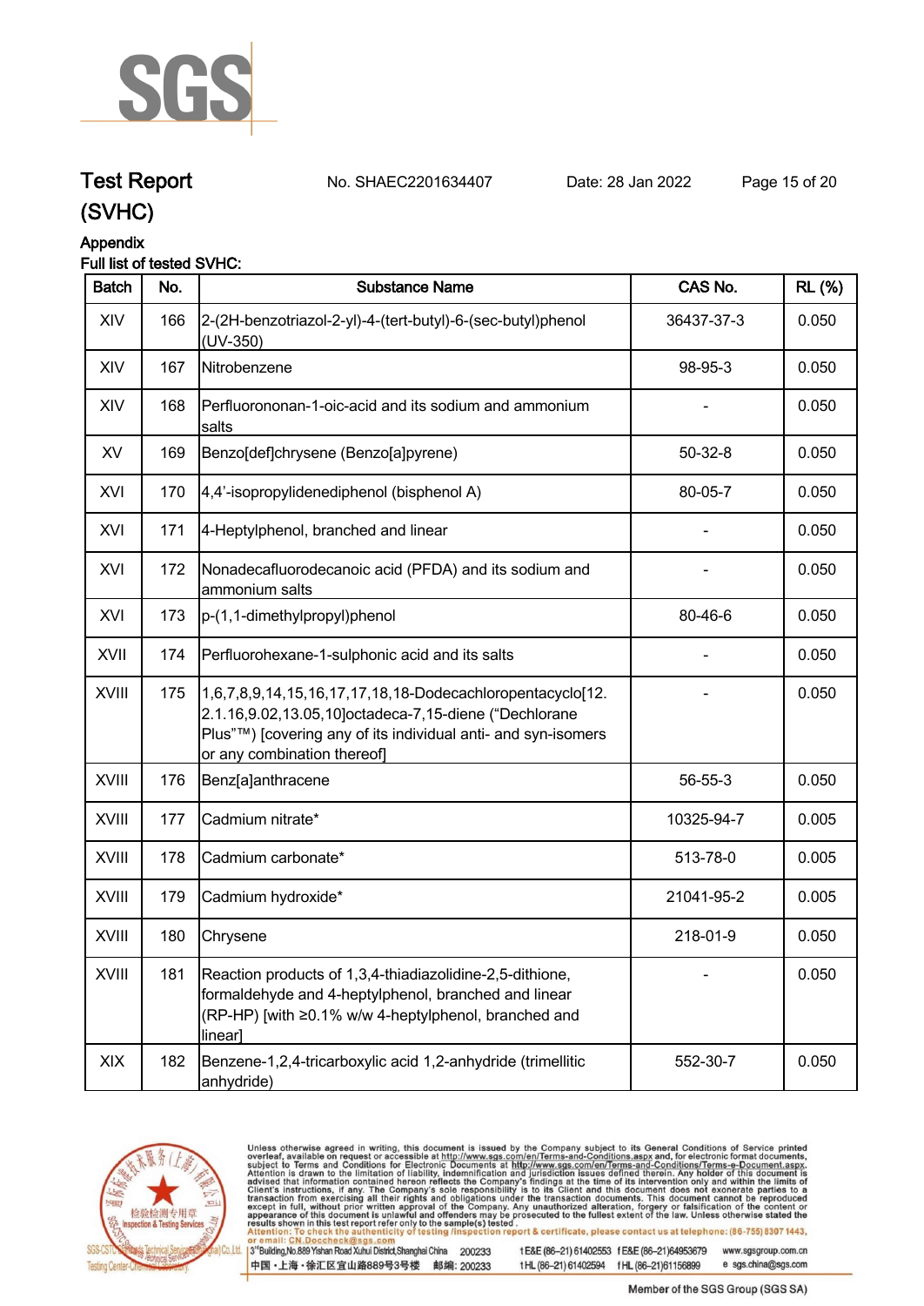# Test Report (SVHC)

No. SHAEC2201634407 Date: 28 Jan 2022

## Appendix

Full list of tested SVHC:

| Batch | No. | Substance Name | CAS No. | RL (%) |
|---|---|---|---|---|
| XIV | 166 | 2-(2H-benzotriazol-2-yl)-4-(tert-butyl)-6-(sec-butyl)phenol (UV-350) | 36437-37-3 | 0.050 |
| XIV | 167 | Nitrobenzene | 98-95-3 | 0.050 |
| XIV | 168 | Perfluorononan-1-oic-acid and its sodium and ammonium salts | - | 0.050 |
| XV | 169 | Benzo[def]chrysene (Benzo[a]pyrene) | 50-32-8 | 0.050 |
| XVI | 170 | 4,4'-isopropylidenediphenol (bisphenol A) | 80-05-7 | 0.050 |
| XVI | 171 | 4-Heptylphenol, branched and linear | - | 0.050 |
| XVI | 172 | Nonadecafluorodecanoic acid (PFDA) and its sodium and ammonium salts | - | 0.050 |
| XVI | 173 | p-(1,1-dimethylpropyl)phenol | 80-46-6 | 0.050 |
| XVII | 174 | Perfluorohexane-1-sulphonic acid and its salts | - | 0.050 |
| XVIII | 175 | 1,6,7,8,9,14,15,16,17,17,18,18-Dodecachloropentacyclo[12.2.1.16,9.02,13.05,10]octadeca-7,15-diene ("Dechlorane Plus"™) [covering any of its individual anti- and syn-isomers or any combination thereof] | - | 0.050 |
| XVIII | 176 | Benz[a]anthracene | 56-55-3 | 0.050 |
| XVIII | 177 | Cadmium nitrate* | 10325-94-7 | 0.005 |
| XVIII | 178 | Cadmium carbonate* | 513-78-0 | 0.005 |
| XVIII | 179 | Cadmium hydroxide* | 21041-95-2 | 0.005 |
| XVIII | 180 | Chrysene | 218-01-9 | 0.050 |
| XVIII | 181 | Reaction products of 1,3,4-thiadiazolidine-2,5-dithione, formaldehyde and 4-heptylphenol, branched and linear (RP-HP) [with ≥0.1% w/w 4-heptylphenol, branched and linear] | - | 0.050 |
| XIX | 182 | Benzene-1,2,4-tricarboxylic acid 1,2-anhydride (trimellitic anhydride) | 552-30-7 | 0.050 |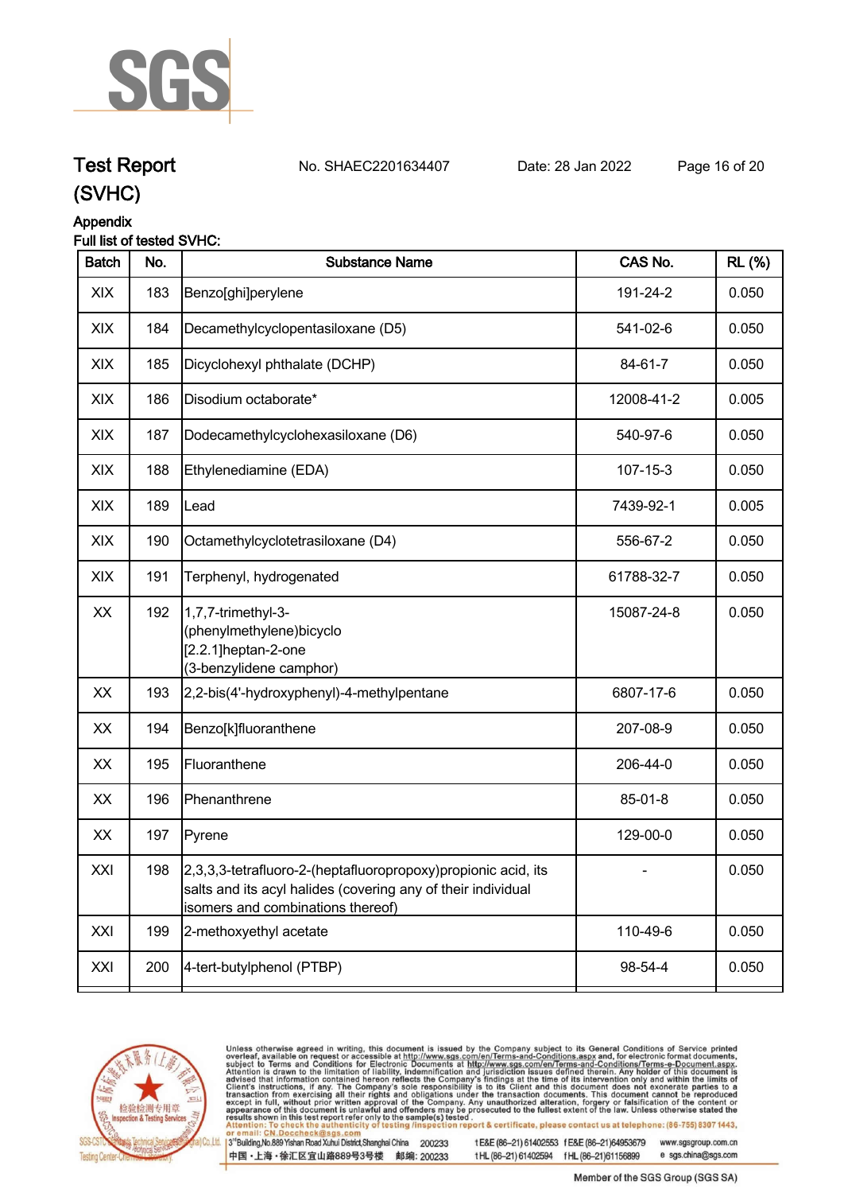# Test Report (SVHC)

No. SHAEC2201634407 Date: 28 Jan 2022

## Appendix

Full list of tested SVHC:

| Batch | No. | Substance Name | CAS No. | RL (%) |
|---|---|---|---|---|
| XIX | 183 | Benzo[ghi]perylene | 191-24-2 | 0.050 |
| XIX | 184 | Decamethylcyclopentasiloxane (D5) | 541-02-6 | 0.050 |
| XIX | 185 | Dicyclohexyl phthalate (DCHP) | 84-61-7 | 0.050 |
| XIX | 186 | Disodium octaborate* | 12008-41-2 | 0.005 |
| XIX | 187 | Dodecamethylcyclohexasiloxane (D6) | 540-97-6 | 0.050 |
| XIX | 188 | Ethylenediamine (EDA) | 107-15-3 | 0.050 |
| XIX | 189 | Lead | 7439-92-1 | 0.005 |
| XIX | 190 | Octamethylcyclotetrasiloxane (D4) | 556-67-2 | 0.050 |
| XIX | 191 | Terphenyl, hydrogenated | 61788-32-7 | 0.050 |
| XX | 192 | 1,7,7-trimethyl-3-(phenylmethylene)bicyclo[2.2.1]heptan-2-one (3-benzylidene camphor) | 15087-24-8 | 0.050 |
| XX | 193 | 2,2-bis(4'-hydroxyphenyl)-4-methylpentane | 6807-17-6 | 0.050 |
| XX | 194 | Benzo[k]fluoranthene | 207-08-9 | 0.050 |
| XX | 195 | Fluoranthene | 206-44-0 | 0.050 |
| XX | 196 | Phenanthrene | 85-01-8 | 0.050 |
| XX | 197 | Pyrene | 129-00-0 | 0.050 |
| XXI | 198 | 2,3,3,3-tetrafluoro-2-(heptafluoropropoxy)propionic acid, its salts and its acyl halides (covering any of their individual isomers and combinations thereof) | - | 0.050 |
| XXI | 199 | 2-methoxyethyl acetate | 110-49-6 | 0.050 |
| XXI | 200 | 4-tert-butylphenol (PTBP) | 98-54-4 | 0.050 |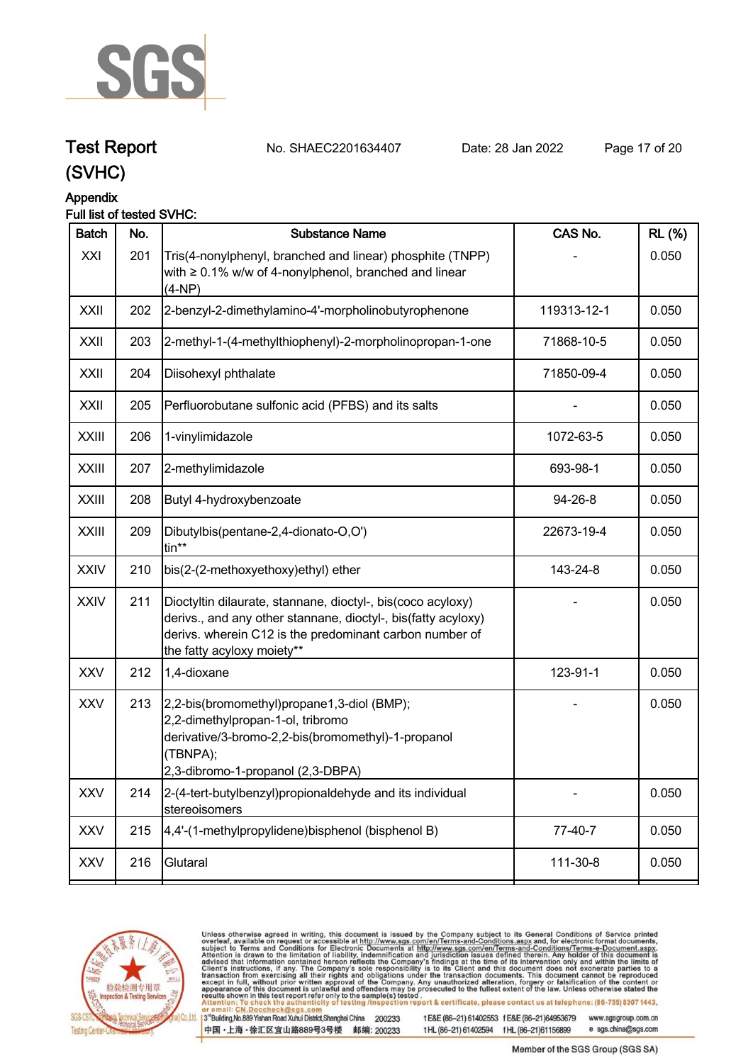# Test Report (SVHC)

No. SHAEC2201634407 Date: 28 Jan 2022

## Appendix

Full list of tested SVHC:

| Batch | No. | Substance Name | CAS No. | RL (%) |
|---|---|---|---|---|
| XXI | 201 | Tris(4-nonylphenyl, branched and linear) phosphite (TNPP) with ≥ 0.1% w/w of 4-nonylphenol, branched and linear (4-NP) | - | 0.050 |
| XXII | 202 | 2-benzyl-2-dimethylamino-4'-morpholinobutyrophenone | 119313-12-1 | 0.050 |
| XXII | 203 | 2-methyl-1-(4-methylthiophenyl)-2-morpholinopropan-1-one | 71868-10-5 | 0.050 |
| XXII | 204 | Diisohexyl phthalate | 71850-09-4 | 0.050 |
| XXII | 205 | Perfluorobutane sulfonic acid (PFBS) and its salts | - | 0.050 |
| XXIII | 206 | 1-vinylimidazole | 1072-63-5 | 0.050 |
| XXIII | 207 | 2-methylimidazole | 693-98-1 | 0.050 |
| XXIII | 208 | Butyl 4-hydroxybenzoate | 94-26-8 | 0.050 |
| XXIII | 209 | Dibutylbis(pentane-2,4-dionato-O,O') tin** | 22673-19-4 | 0.050 |
| XXIV | 210 | bis(2-(2-methoxyethoxy)ethyl) ether | 143-24-8 | 0.050 |
| XXIV | 211 | Dioctyltin dilaurate, stannane, dioctyl-, bis(coco acyloxy) derivs., and any other stannane, dioctyl-, bis(fatty acyloxy) derivs. wherein C12 is the predominant carbon number of the fatty acyloxy moiety** | - | 0.050 |
| XXV | 212 | 1,4-dioxane | 123-91-1 | 0.050 |
| XXV | 213 | 2,2-bis(bromomethyl)propane1,3-diol (BMP); 2,2-dimethylpropan-1-ol, tribromo derivative/3-bromo-2,2-bis(bromomethyl)-1-propanol (TBNPA); 2,3-dibromo-1-propanol (2,3-DBPA) | - | 0.050 |
| XXV | 214 | 2-(4-tert-butylbenzyl)propionaldehyde and its individual stereoisomers | - | 0.050 |
| XXV | 215 | 4,4'-(1-methylpropylidene)bisphenol (bisphenol B) | 77-40-7 | 0.050 |
| XXV | 216 | Glutaral | 111-30-8 | 0.050 |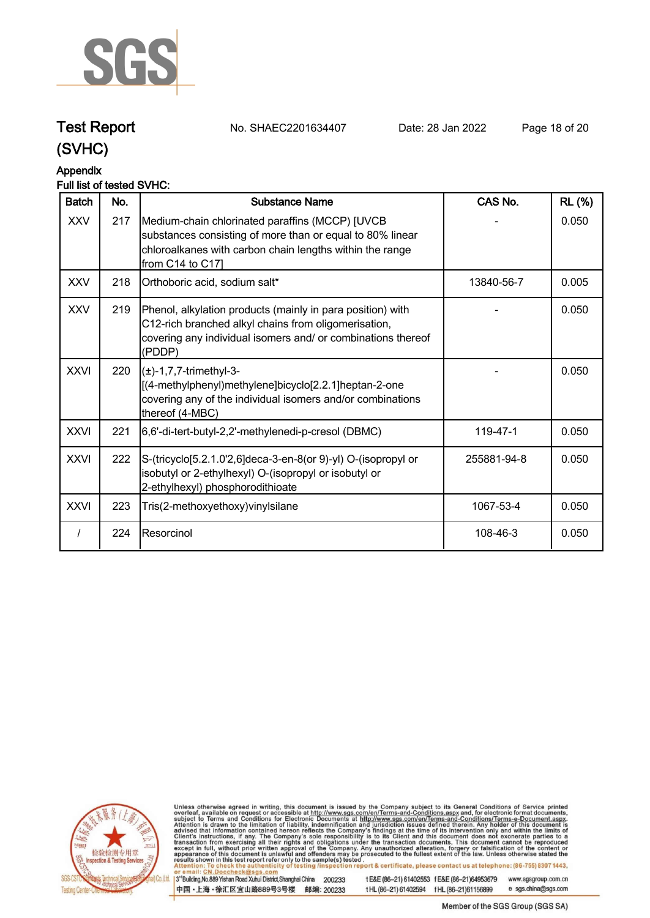# Test Report (SVHC)

No. SHAEC2201634407 Date: 28 Jan 2022

## Appendix

Full list of tested SVHC:

| Batch | No. | Substance Name | CAS No. | RL (%) |
|---|---|---|---|---|
| XXV | 217 | Medium-chain chlorinated paraffins (MCCP) [UVCB substances consisting of more than or equal to 80% linear chloroalkanes with carbon chain lengths within the range from C14 to C17] | - | 0.050 |
| XXV | 218 | Orthoboric acid, sodium salt* | 13840-56-7 | 0.005 |
| XXV | 219 | Phenol, alkylation products (mainly in para position) with C12-rich branched alkyl chains from oligomerisation, covering any individual isomers and/ or combinations thereof (PDDP) | - | 0.050 |
| XXVI | 220 | (±)-1,7,7-trimethyl-3-[(4-methylphenyl)methylene]bicyclo[2.2.1]heptan-2-one covering any of the individual isomers and/or combinations thereof (4-MBC) | - | 0.050 |
| XXVI | 221 | 6,6'-di-tert-butyl-2,2'-methylenedi-p-cresol (DBMC) | 119-47-1 | 0.050 |
| XXVI | 222 | S-(tricyclo[5.2.1.0'2,6]deca-3-en-8(or 9)-yl) O-(isopropyl or isobutyl or 2-ethylhexyl) O-(isopropyl or isobutyl or 2-ethylhexyl) phosphorodithioate | 255881-94-8 | 0.050 |
| XXVI | 223 | Tris(2-methoxyethoxy)vinylsilane | 1067-53-4 | 0.050 |
| / | 224 | Resorcinol | 108-46-3 | 0.050 |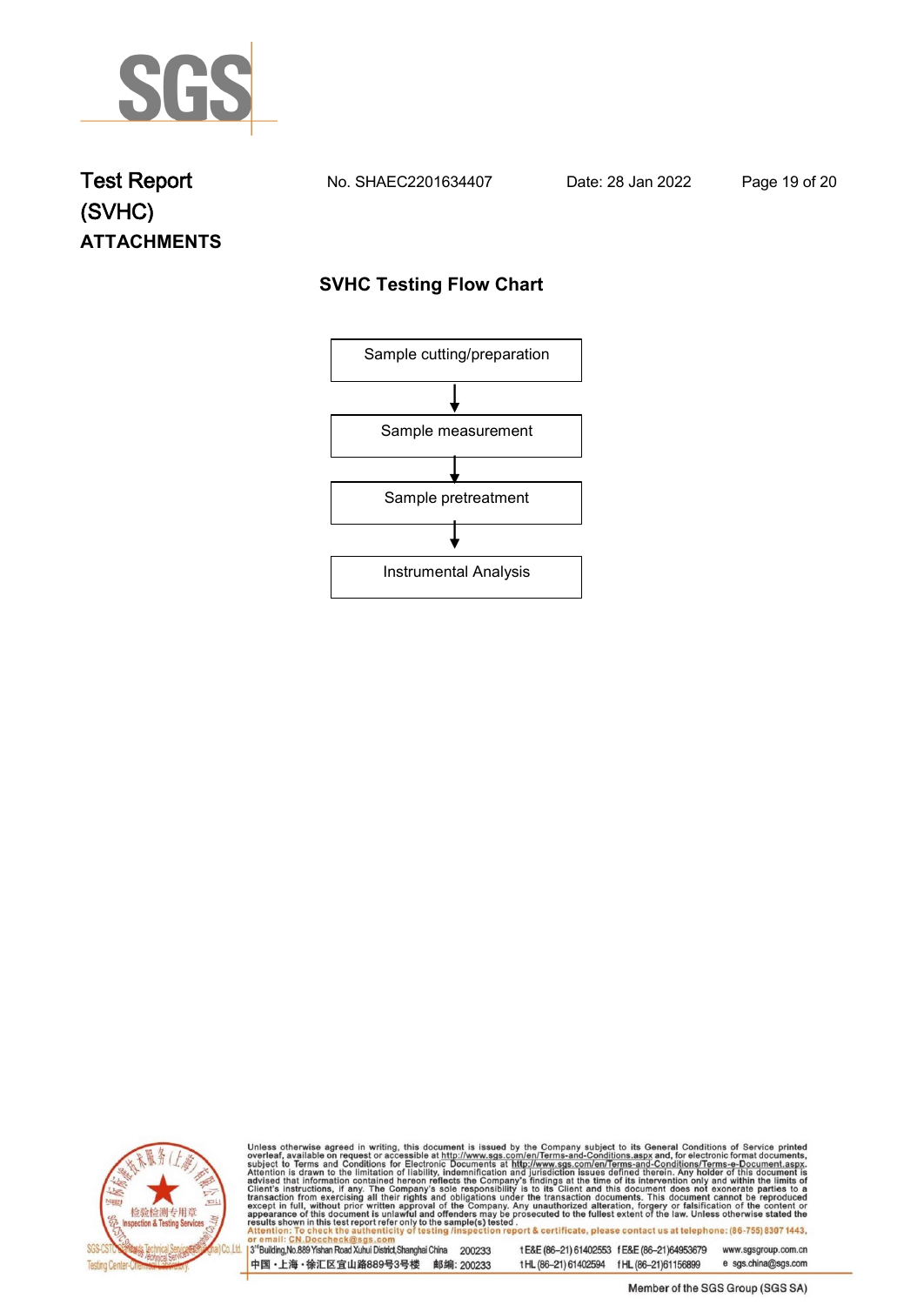# Test Report (SVHC)

No. SHAEC2201634407 Date: 28 Jan 2022

**ATTACHMENTS**

## SVHC Testing Flow Chart

Sample cutting/preparation

↓

Sample measurement

↓

Sample pretreatment

↓

Instrumental Analysis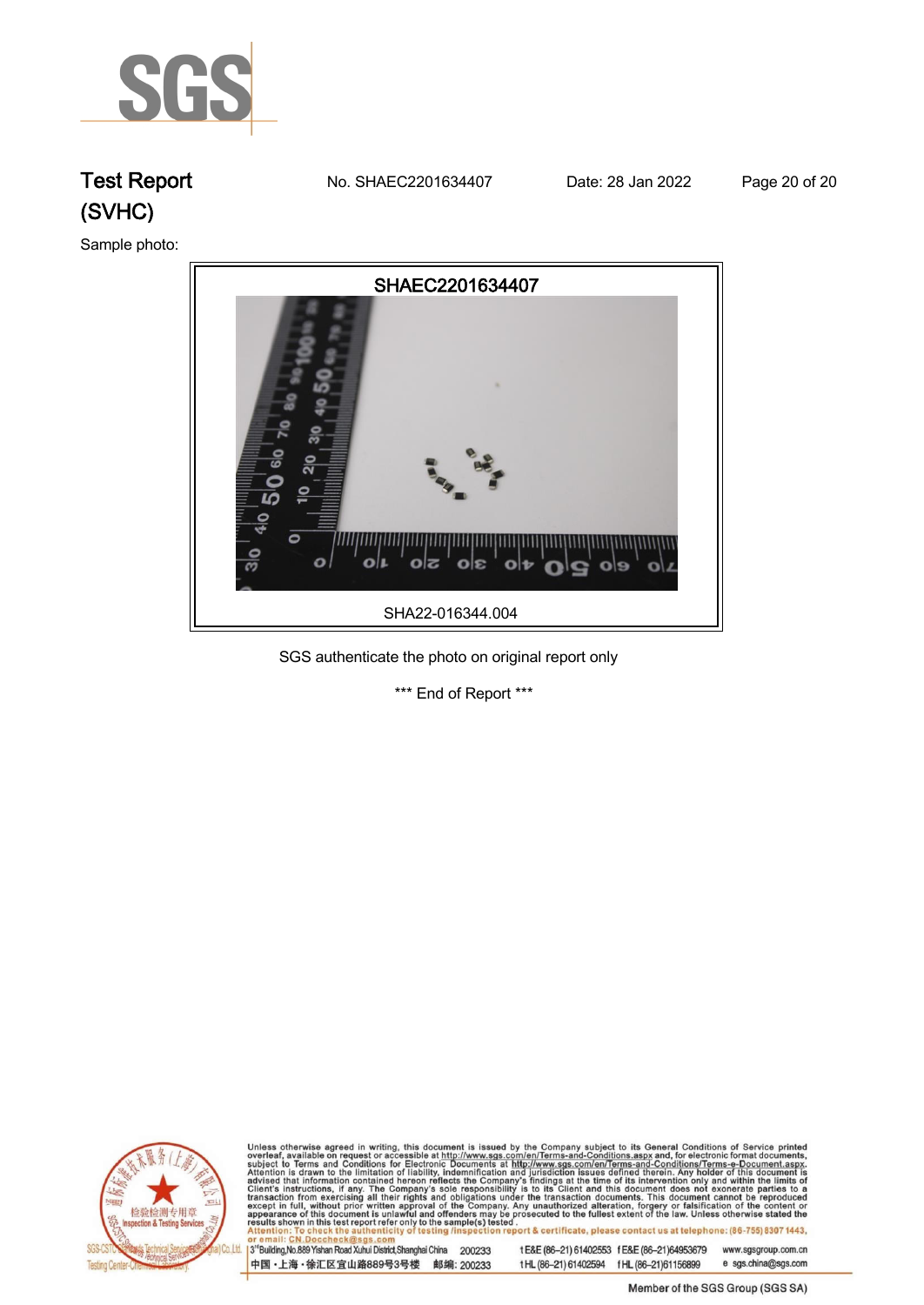Test Report (SVHC)

No. SHAEC2201634407

Date: 28 Jan 2022

Sample photo:

SHAEC2201634407

SHA22-016344.004

SGS authenticate the photo on original report only

*** End of Report ***

Unless otherwise agreed in writing, this document is issued by the Company subject to its General Conditions of Service printed overleaf, available on request or accessible at http://www.sgs.com/en/Terms-and-Conditions.aspx and, for electronic format documents, subject to Terms and Conditions for Electronic Documents at http://www.sgs.com/en/Terms-and-Conditions/Terms-e-Document.aspx. Attention is drawn to the limitation of liability, indemnification and jurisdiction issues defined therein. Any holder of this document is advised that information contained hereon reflects the Company's findings at the time of its intervention only and within the limits of Client's instructions, if any. The Company's sole responsibility is to its Client and this document does not exonerate parties to a transaction from exercising all their rights and obligations under the transaction documents. This document cannot be reproduced except in full, without prior written approval of the Company. Any unauthorized alteration, forgery or falsification of the content or appearance of this document is unlawful and offenders may be prosecuted to the fullest extent of the law. Unless otherwise stated the results shown in this test report refer only to the sample(s) tested.

Attention: To check the authenticity of testing /inspection report & certificate, please contact us at telephone: (86-755) 8307 1443, or email: CN.Doccheck@sgs.com

3rd Building,No.889 Yishan Road Xuhui District,Shanghai China 200233 t E&E (86–21) 61402553 f E&E (86–21)64953679 www.sgsgroup.com.cn

中国・上海・徐汇区宜山路889号3号楼 邮编: 200233 t HL (86–21) 61402594 f HL (86–21)61156899 e sgs.china@sgs.com

Member of the SGS Group (SGS SA)